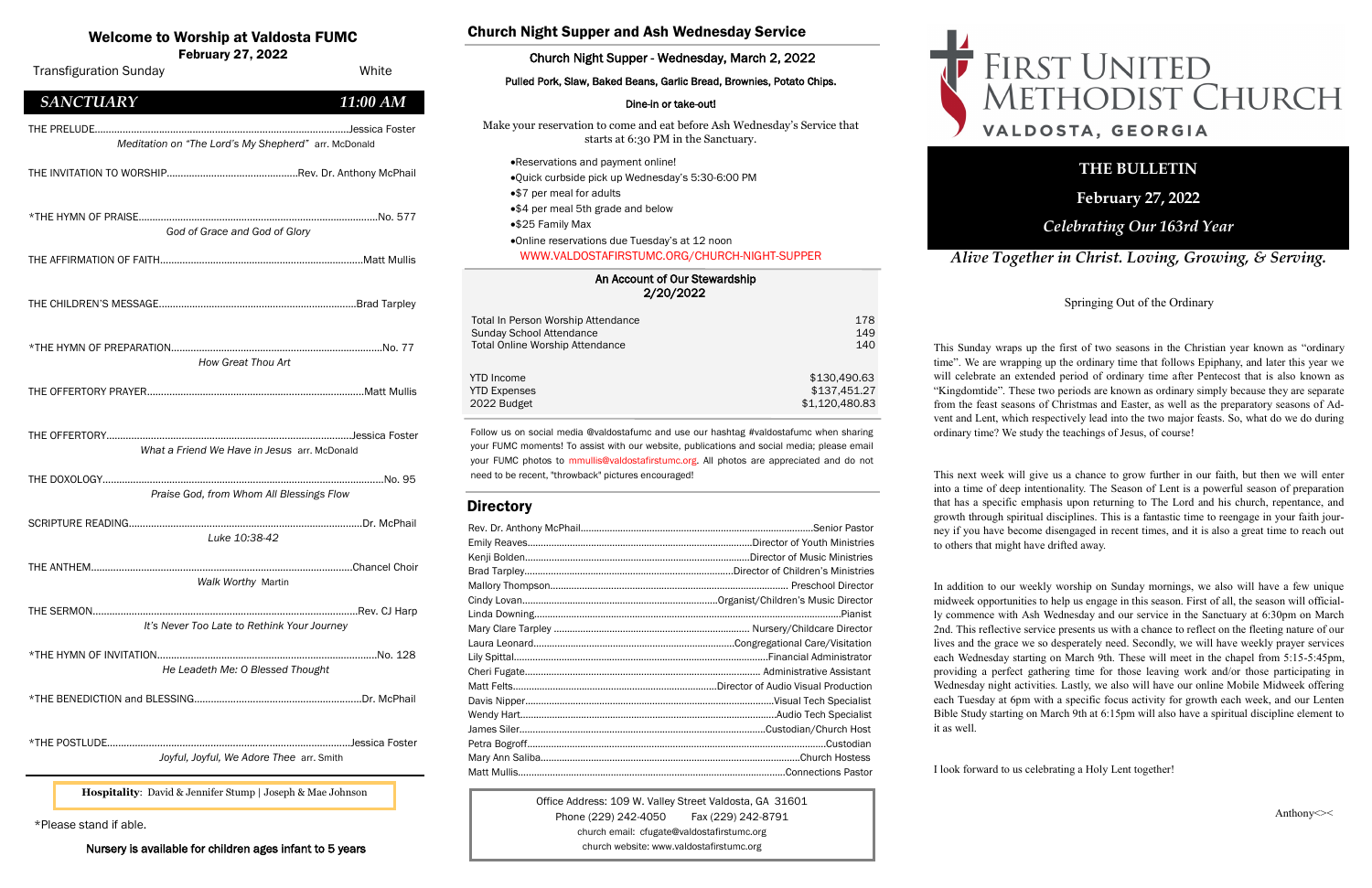# Welcome to Worship at Valdosta FUMC

**February 27, 2022**

Transfiguration Sunday — White

## *SANCTUARY* — *11:00 AM*

THE PRELUDE....Jessica Foster
*Meditation on "The Lord's My Shepherd"* arr. McDonald

THE INVITATION TO WORSHIP....Rev. Dr. Anthony McPhail

*THE HYMN OF PRAISE....No. 577
*God of Grace and God of Glory*

THE AFFIRMATION OF FAITH....Matt Mullis

THE CHILDREN'S MESSAGE....Brad Tarpley

*THE HYMN OF PREPARATION....No. 77
*How Great Thou Art*

THE OFFERTORY PRAYER....Matt Mullis

THE OFFERTORY....Jessica Foster
*What a Friend We Have in Jesus* arr. McDonald

THE DOXOLOGY....No. 95
*Praise God, from Whom All Blessings Flow*

SCRIPTURE READING....Dr. McPhail
*Luke 10:38-42*

THE ANTHEM....Chancel Choir
*Walk Worthy* Martin

THE SERMON....Rev. CJ Harp
*It's Never Too Late to Rethink Your Journey*

*THE HYMN OF INVITATION....No. 128
*He Leadeth Me: O Blessed Thought*

*THE BENEDICTION and BLESSING....Dr. McPhail

*THE POSTLUDE....Jessica Foster
*Joyful, Joyful, We Adore Thee* arr. Smith

**Hospitality**: David & Jennifer Stump | Joseph & Mae Johnson

*Please stand if able.

**Nursery is available for children ages infant to 5 years**

## Church Night Supper and Ash Wednesday Service

### Church Night Supper - Wednesday, March 2, 2022

**Pulled Pork, Slaw, Baked Beans, Garlic Bread, Brownies, Potato Chips.**

**Dine-in or take-out!**

Make your reservation to come and eat before Ash Wednesday's Service that starts at 6:30 PM in the Sanctuary.

- Reservations and payment online!
- Quick curbside pick up Wednesday's 5:30-6:00 PM
- $7 per meal for adults
- $4 per meal 5th grade and below
- $25 Family Max
- Online reservations due Tuesday's at 12 noon
  WWW.VALDOSTAFIRSTUMC.ORG/CHURCH-NIGHT-SUPPER

### An Account of Our Stewardship 2/20/2022

| | |
|---|---|
| Total In Person Worship Attendance | 178 |
| Sunday School Attendance | 149 |
| Total Online Worship Attendance | 140 |
| YTD Income | $130,490.63 |
| YTD Expenses | $137,451.27 |
| 2022 Budget | $1,120,480.83 |

Follow us on social media @valdostafumc and use our hashtag #valdostafumc when sharing your FUMC moments! To assist with our website, publications and social media; please email your FUMC photos to mmullis@valdostafirstumc.org. All photos are appreciated and do not need to be recent, "throwback" pictures encouraged!

## Directory

| Name | Position |
|---|---|
| Rev. Dr. Anthony McPhail | Senior Pastor |
| Emily Reaves | Director of Youth Ministries |
| Kenji Bolden | Director of Music Ministries |
| Brad Tarpley | Director of Children's Ministries |
| Mallory Thompson | Preschool Director |
| Cindy Lovan | Organist/Children's Music Director |
| Linda Downing | Pianist |
| Mary Clare Tarpley | Nursery/Childcare Director |
| Laura Leonard | Congregational Care/Visitation |
| Lily Spittal | Financial Administrator |
| Cheri Fugate | Administrative Assistant |
| Matt Felts | Director of Audio Visual Production |
| Davis Nipper | Visual Tech Specialist |
| Wendy Hart | Audio Tech Specialist |
| James Siler | Custodian/Church Host |
| Petra Bogroff | Custodian |
| Mary Ann Saliba | Church Hostess |
| Matt Mullis | Connections Pastor |

Office Address: 109 W. Valley Street Valdosta, GA 31601
Phone (229) 242-4050 Fax (229) 242-8791
church email: cfugate@valdostafirstumc.org
church website: www.valdostafirstumc.org

# First United Methodist Church
## Valdosta, Georgia

**THE BULLETIN**

**February 27, 2022**

***Celebrating Our 163rd Year***

*Alive Together in Christ. Loving, Growing, & Serving.*

### Springing Out of the Ordinary

This Sunday wraps up the first of two seasons in the Christian year known as "ordinary time". We are wrapping up the ordinary time that follows Epiphany, and later this year we will celebrate an extended period of ordinary time after Pentecost that is also known as "Kingdomtide". These two periods are known as ordinary simply because they are separate from the feast seasons of Christmas and Easter, as well as the preparatory seasons of Advent and Lent, which respectively lead into the two major feasts. So, what do we do during ordinary time? We study the teachings of Jesus, of course!

This next week will give us a chance to grow further in our faith, but then we will enter into a time of deep intentionality. The Season of Lent is a powerful season of preparation that has a specific emphasis upon returning to The Lord and his church, repentance, and growth through spiritual disciplines. This is a fantastic time to reengage in your faith journey if you have become disengaged in recent times, and it is also a great time to reach out to others that might have drifted away.

In addition to our weekly worship on Sunday mornings, we also will have a few unique midweek opportunities to help us engage in this season. First of all, the season will officially commence with Ash Wednesday and our service in the Sanctuary at 6:30pm on March 2nd. This reflective service presents us with a chance to reflect on the fleeting nature of our lives and the grace we so desperately need. Secondly, we will have weekly prayer services each Wednesday starting on March 9th. These will meet in the chapel from 5:15-5:45pm, providing a perfect gathering time for those leaving work and/or those participating in Wednesday night activities. Lastly, we also will have our online Mobile Midweek offering each Tuesday at 6pm with a specific focus activity for growth each week, and our Lenten Bible Study starting on March 9th at 6:15pm will also have a spiritual discipline element to it as well.

I look forward to us celebrating a Holy Lent together!

Anthony<><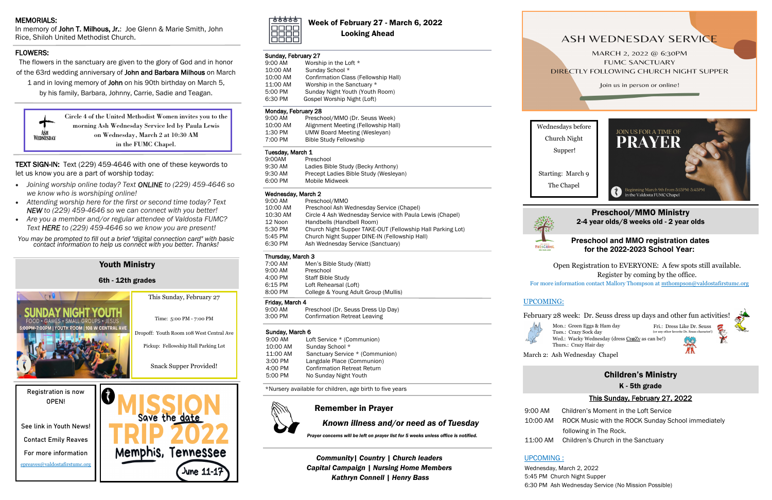## MEMORIALS:

In memory of **John T. Milhous, Jr.**: Joe Glenn & Marie Smith, John Rice, Shiloh United Methodist Church.

## FLOWERS:

The flowers in the sanctuary are given to the glory of God and in honor of the 63rd wedding anniversary of **John and Barbara Milhous** on March 1 and in loving memory of **John** on his 90th birthday on March 5, by his family, Barbara, Johnny, Carrie, Sadie and Teagan.

ASH WEDNESDAY

Circle 4 of the United Methodist Women invites you to the morning Ash Wednesday Service led by Paula Lewis on Wednesday, March 2 at 10:30 AM in the FUMC Chapel.

**TEXT SIGN-IN:** Text (229) 459-4646 with one of these keywords to let us know you are a part of worship today:

- *Joining worship online today? Text **ONLINE** to (229) 459-4646 so we know who is worshiping online!*
- *Attending worship here for the first or second time today? Text **NEW** to (229) 459-4646 so we can connect with you better!*
- *Are you a member and/or regular attendee of Valdosta FUMC? Text **HERE** to (229) 459-4646 so we know you are present!*

*You may be prompted to fill out a brief "digital connection card" with basic contact information to help us connect with you better. Thanks!*

## Youth Ministry

### 6th - 12th grades

SUNDAY NIGHT YOUTH
FOOD • GAMES • SMALL GROUPS • JESUS
5:00PM-7:00PM | YOUTH ROOM | 108 W CENTRAL AVE

This Sunday, February 27

Time: 5:00 PM - 7:00 PM

Dropoff: Youth Room 108 West Central Ave

Pickup: Fellowship Hall Parking Lot

Snack Supper Provided!

Registration is now OPEN!

See link in Youth News!

Contact Emily Reaves

For more information

epreaves@valdostafirstumc.org

MISSION TRIP 2022
Save the date
Memphis, Tennessee
June 11-17

## Week of February 27 - March 6, 2022
### Looking Ahead

**Sunday, February 27**

| | |
|---|---|
| 9:00 AM | Worship in the Loft * |
| 10:00 AM | Sunday School * |
| 10:00 AM | Confirmation Class (Fellowship Hall) |
| 11:00 AM | Worship in the Sanctuary * |
| 5:00 PM | Sunday Night Youth (Youth Room) |
| 6:30 PM | Gospel Worship Night (Loft) |

**Monday, February 28**

| | |
|---|---|
| 9:00 AM | Preschool/MMO (Dr. Seuss Week) |
| 10:00 AM | Alignment Meeting (Fellowship Hall) |
| 1:30 PM | UMW Board Meeting (Wesleyan) |
| 7:00 PM | Bible Study Fellowship |

**Tuesday, March 1**

| | |
|---|---|
| 9:00AM | Preschool |
| 9:30 AM | Ladies Bible Study (Becky Anthony) |
| 9:30 AM | Precept Ladies Bible Study (Wesleyan) |
| 6:00 PM | Mobile Midweek |

**Wednesday, March 2**

| | |
|---|---|
| 9:00 AM | Preschool/MMO |
| 9:00 AM | Preschool Ash Wednesday Service (Chapel) |
| 10:30 AM | Circle 4 Ash Wednesday Service with Paula Lewis (Chapel) |
| 12 Noon | Handbells (Handbell Room) |
| 5:30 PM | Church Night Supper TAKE-OUT (Fellowship Hall Parking Lot) |
| 5:45 PM | Church Night Supper DINE-IN (Fellowship Hall) |
| 6:30 PM | Ash Wednesday Service (Sanctuary) |

**Thursday, March 3**

| | |
|---|---|
| 7:00 AM | Men's Bible Study (Watt) |
| 9:00 AM | Preschool |
| 4:00 PM | Staff Bible Study |
| 6:15 PM | Loft Rehearsal (Loft) |
| 8:00 PM | College & Young Adult Group (Mullis) |

**Friday, March 4**

| | |
|---|---|
| 9:00 AM | Preschool (Dr. Seuss Dress Up Day) |
| 3:00 PM | Confirmation Retreat Leaving |

**Sunday, March 6**

| | |
|---|---|
| 9:00 AM | Loft Service * (Communion) |
| 10:00 AM | Sunday School * |
| 11:00 AM | Sanctuary Service * (Communion) |
| 3:00 PM | Langdale Place (Communion) |
| 4:00 PM | Confirmation Retreat Return |
| 5:00 PM | No Sunday Night Youth |

*Nursery available for children, age birth to five years

### Remember in Prayer

***Known illness and/or need as of Tuesday***

***Prayer concerns will be left on prayer list for 5 weeks unless office is notified.***

***Community| Country | Church leaders***
***Capital Campaign | Nursing Home Members***
***Kathryn Connell | Henry Bass***

## ASH WEDNESDAY SERVICE

MARCH 2, 2022 @ 6:30PM
FUMC SANCTUARY
DIRECTLY FOLLOWING CHURCH NIGHT SUPPER

Join us in person or online!

Wednesdays before Church Night Supper!

Starting: March 9
The Chapel

JOIN US FOR A TIME OF
PRAYER
Beginning March 9th from 5:15PM-5:45PM in the Valdosta FUMC Chapel

## Preschool/MMO Ministry
### 2-4 year olds/8 weeks old - 2 year olds

### Preschool and MMO registration dates for the 2022-2023 School Year:

Open Registration to EVERYONE: A few spots still available. Register by coming by the office.

For more information contact Mallory Thompson at mthompson@valdostafirstumc.org

UPCOMING:

February 28 week: Dr. Seuss dress up days and other fun activities!

Mon.: Green Eggs & Ham day
Tues.: Crazy Sock day
Wed.: Wacky Wednesday (dress CraZy as can be!)
Thurs.: Crazy Hair day
Fri.: Dress Like Dr. Seuss (or any other favorite Dr. Seuss character!)

March 2: Ash Wednesday Chapel

## Children's Ministry
### K - 5th grade

**This Sunday, February 27, 2022**

| | |
|---|---|
| 9:00 AM | Children's Moment in the Loft Service |
| 10:00 AM | ROCK Music with the ROCK Sunday School immediately following in The Rock. |
| 11:00 AM | Children's Church in the Sanctuary |

UPCOMING :

Wednesday, March 2, 2022
5:45 PM Church Night Supper
6:30 PM Ash Wednesday Service (No Mission Possible)